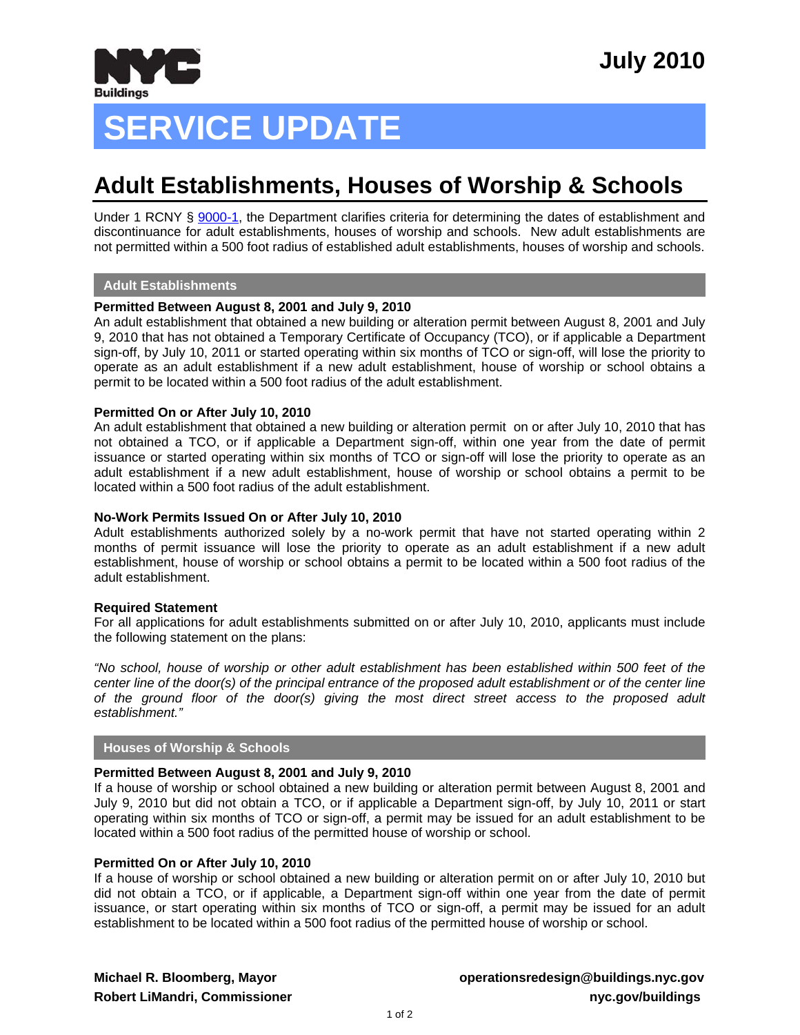July 2010

# SERVICE UPDATE

## Adult Establishments, Houses of Worship & Schools

Under 1 RCNY § 9000-1, the Department clarifies criteria for determining the dates of establishment and discontinuance for adult establishments, houses of worship and schools. New adult establishments are not permitted within a 500 foot radius of established adult establishments, houses of worship and schools.

### Adult Establishments

**Permitted Between August 8, 2001 and July 9, 2010**
An adult establishment that obtained a new building or alteration permit between August 8, 2001 and July 9, 2010 that has not obtained a Temporary Certificate of Occupancy (TCO), or if applicable a Department sign-off, by July 10, 2011 or started operating within six months of TCO or sign-off, will lose the priority to operate as an adult establishment if a new adult establishment, house of worship or school obtains a permit to be located within a 500 foot radius of the adult establishment.

**Permitted On or After July 10, 2010**
An adult establishment that obtained a new building or alteration permit on or after July 10, 2010 that has not obtained a TCO, or if applicable a Department sign-off, within one year from the date of permit issuance or started operating within six months of TCO or sign-off will lose the priority to operate as an adult establishment if a new adult establishment, house of worship or school obtains a permit to be located within a 500 foot radius of the adult establishment.

**No-Work Permits Issued On or After July 10, 2010**
Adult establishments authorized solely by a no-work permit that have not started operating within 2 months of permit issuance will lose the priority to operate as an adult establishment if a new adult establishment, house of worship or school obtains a permit to be located within a 500 foot radius of the adult establishment.

**Required Statement**
For all applications for adult establishments submitted on or after July 10, 2010, applicants must include the following statement on the plans:

*"No school, house of worship or other adult establishment has been established within 500 feet of the center line of the door(s) of the principal entrance of the proposed adult establishment or of the center line of the ground floor of the door(s) giving the most direct street access to the proposed adult establishment."*

### Houses of Worship & Schools

**Permitted Between August 8, 2001 and July 9, 2010**
If a house of worship or school obtained a new building or alteration permit between August 8, 2001 and July 9, 2010 but did not obtain a TCO, or if applicable a Department sign-off, by July 10, 2011 or start operating within six months of TCO or sign-off, a permit may be issued for an adult establishment to be located within a 500 foot radius of the permitted house of worship or school.

**Permitted On or After July 10, 2010**
If a house of worship or school obtained a new building or alteration permit on or after July 10, 2010 but did not obtain a TCO, or if applicable, a Department sign-off within one year from the date of permit issuance, or start operating within six months of TCO or sign-off, a permit may be issued for an adult establishment to be located within a 500 foot radius of the permitted house of worship or school.

**Michael R. Bloomberg, Mayor**
**Robert LiMandri, Commissioner**

**operationsredesign@buildings.nyc.gov**
**nyc.gov/buildings**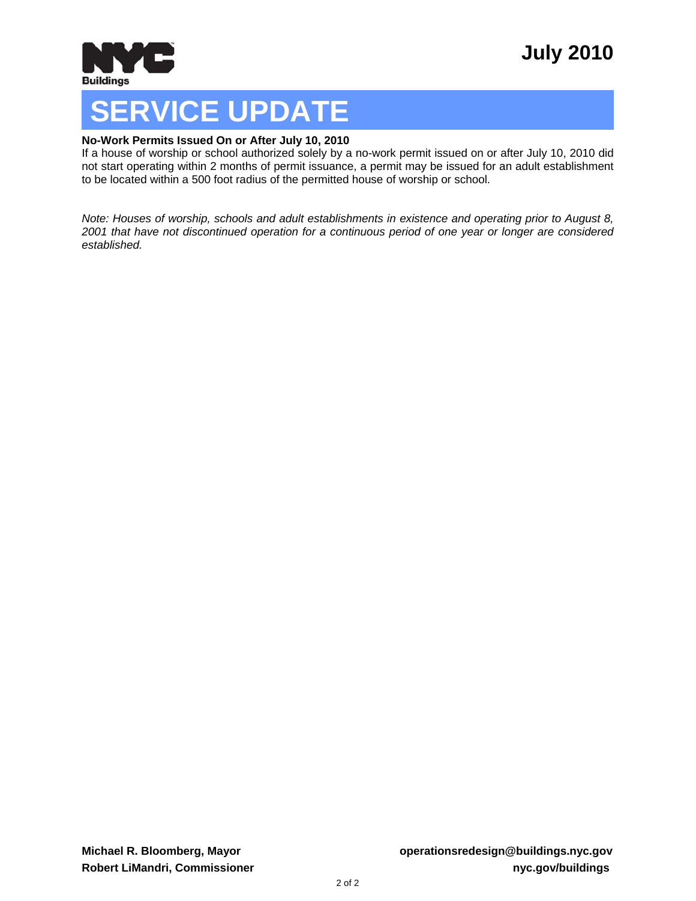**No-Work Permits Issued On or After July 10, 2010**

If a house of worship or school authorized solely by a no-work permit issued on or after July 10, 2010 did not start operating within 2 months of permit issuance, a permit may be issued for an adult establishment to be located within a 500 foot radius of the permitted house of worship or school.

*Note: Houses of worship, schools and adult establishments in existence and operating prior to August 8, 2001 that have not discontinued operation for a continuous period of one year or longer are considered established.*